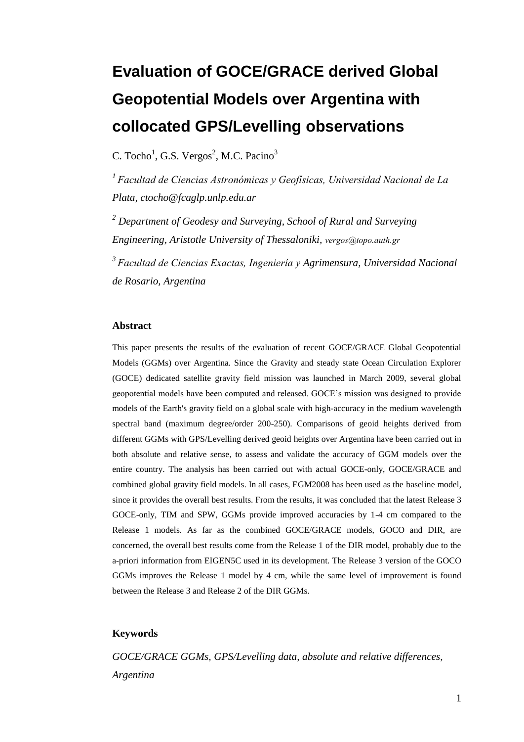# Evaluation of GOCE/GRACE derived Global Geopotential Models over Argentina with collocated GPS/Levelling observations

C. Tocho[1], G.S. Vergos[2], M.C. Pacino[3]

[1] *Facultad de Ciencias Astronómicas y Geofísicas, Universidad Nacional de La Plata, ctocho@fcaglp.unlp.edu.ar*

[2] *Department of Geodesy and Surveying, School of Rural and Surveying Engineering, Aristotle University of Thessaloniki, vergos@topo.auth.gr*

[3] *Facultad de Ciencias Exactas, Ingeniería y Agrimensura, Universidad Nacional de Rosario, Argentina*

### Abstract

This paper presents the results of the evaluation of recent GOCE/GRACE Global Geopotential Models (GGMs) over Argentina. Since the Gravity and steady state Ocean Circulation Explorer (GOCE) dedicated satellite gravity field mission was launched in March 2009, several global geopotential models have been computed and released. GOCE's mission was designed to provide models of the Earth's gravity field on a global scale with high-accuracy in the medium wavelength spectral band (maximum degree/order 200-250). Comparisons of geoid heights derived from different GGMs with GPS/Levelling derived geoid heights over Argentina have been carried out in both absolute and relative sense, to assess and validate the accuracy of GGM models over the entire country. The analysis has been carried out with actual GOCE-only, GOCE/GRACE and combined global gravity field models. In all cases, EGM2008 has been used as the baseline model, since it provides the overall best results. From the results, it was concluded that the latest Release 3 GOCE-only, TIM and SPW, GGMs provide improved accuracies by 1-4 cm compared to the Release 1 models. As far as the combined GOCE/GRACE models, GOCO and DIR, are concerned, the overall best results come from the Release 1 of the DIR model, probably due to the a-priori information from EIGEN5C used in its development. The Release 3 version of the GOCO GGMs improves the Release 1 model by 4 cm, while the same level of improvement is found between the Release 3 and Release 2 of the DIR GGMs.

### Keywords

*GOCE/GRACE GGMs, GPS/Levelling data, absolute and relative differences, Argentina*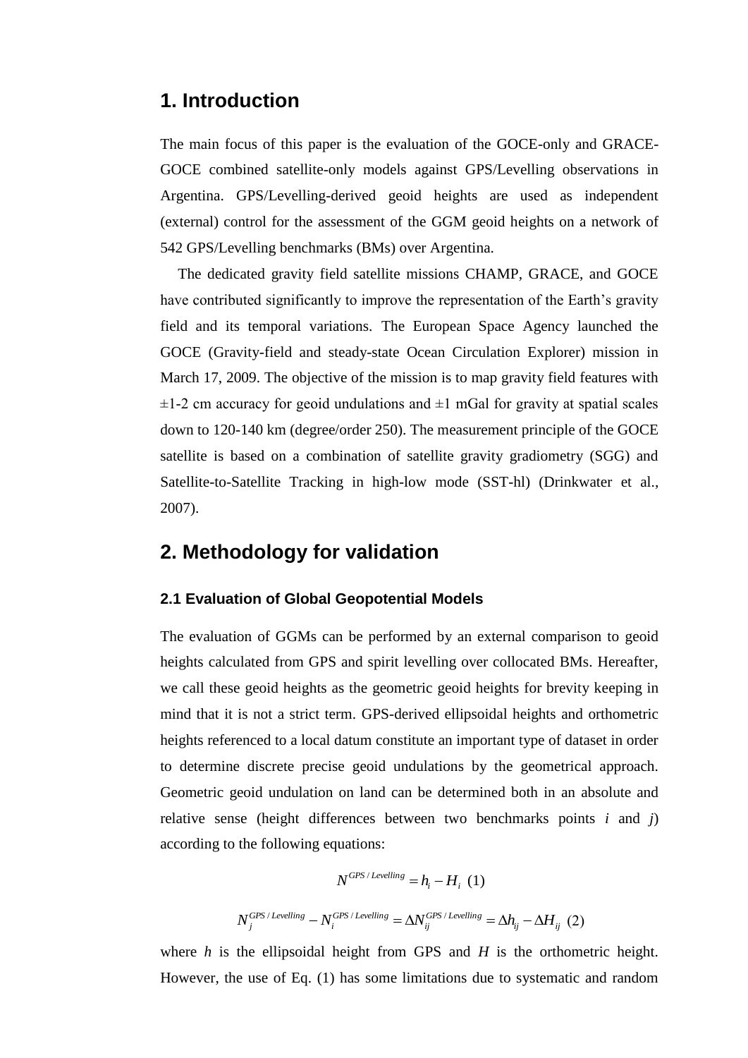# 1. Introduction

The main focus of this paper is the evaluation of the GOCE-only and GRACE-GOCE combined satellite-only models against GPS/Levelling observations in Argentina. GPS/Levelling-derived geoid heights are used as independent (external) control for the assessment of the GGM geoid heights on a network of 542 GPS/Levelling benchmarks (BMs) over Argentina.

The dedicated gravity field satellite missions CHAMP, GRACE, and GOCE have contributed significantly to improve the representation of the Earth's gravity field and its temporal variations. The European Space Agency launched the GOCE (Gravity-field and steady-state Ocean Circulation Explorer) mission in March 17, 2009. The objective of the mission is to map gravity field features with ±1-2 cm accuracy for geoid undulations and ±1 mGal for gravity at spatial scales down to 120-140 km (degree/order 250). The measurement principle of the GOCE satellite is based on a combination of satellite gravity gradiometry (SGG) and Satellite-to-Satellite Tracking in high-low mode (SST-hl) (Drinkwater et al., 2007).

# 2. Methodology for validation

### 2.1 Evaluation of Global Geopotential Models

The evaluation of GGMs can be performed by an external comparison to geoid heights calculated from GPS and spirit levelling over collocated BMs. Hereafter, we call these geoid heights as the geometric geoid heights for brevity keeping in mind that it is not a strict term. GPS-derived ellipsoidal heights and orthometric heights referenced to a local datum constitute an important type of dataset in order to determine discrete precise geoid undulations by the geometrical approach. Geometric geoid undulation on land can be determined both in an absolute and relative sense (height differences between two benchmarks points *i* and *j*) according to the following equations:

$$N^{GPS/Levelling} = h_i - H_i \quad (1)$$

$$N_j^{GPS/Levelling} - N_i^{GPS/Levelling} = \Delta N_{ij}^{GPS/Levelling} = \Delta h_{ij} - \Delta H_{ij} \quad (2)$$

where $h$ is the ellipsoidal height from GPS and $H$ is the orthometric height. However, the use of Eq. (1) has some limitations due to systematic and random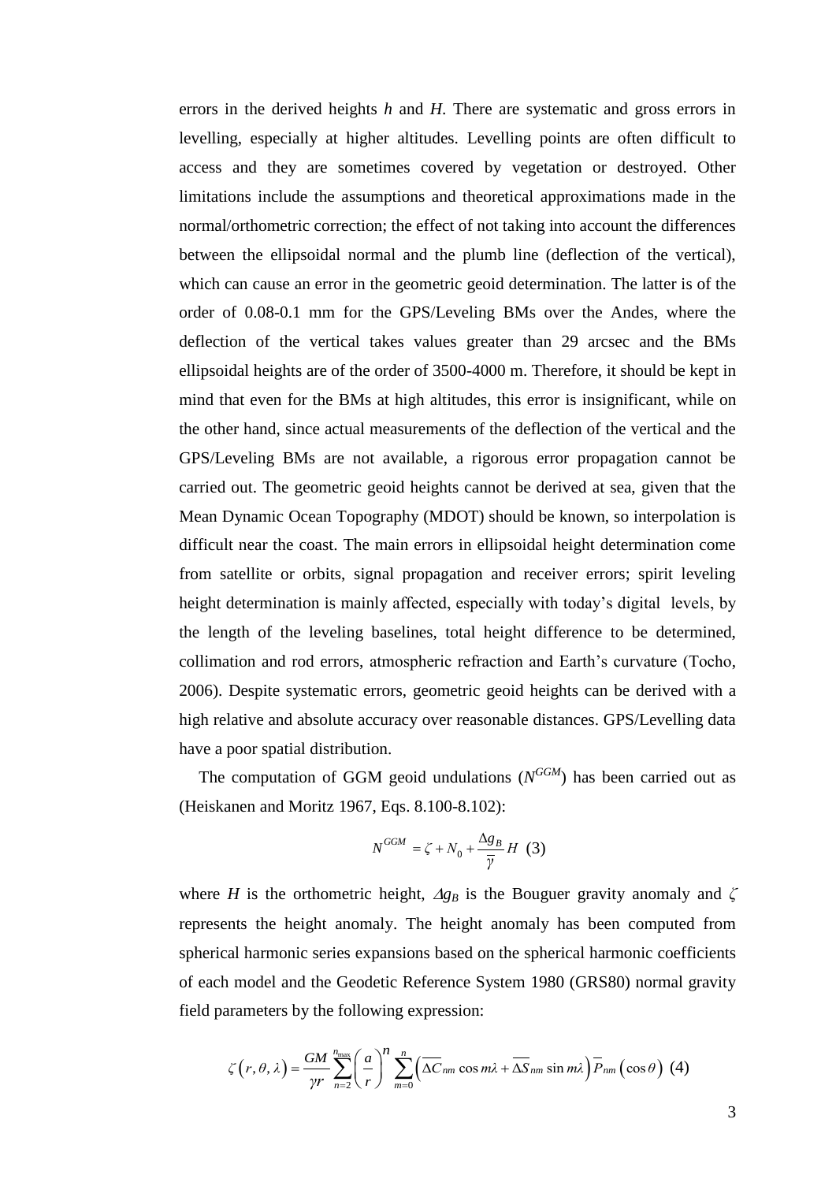errors in the derived heights *h* and *H*. There are systematic and gross errors in levelling, especially at higher altitudes. Levelling points are often difficult to access and they are sometimes covered by vegetation or destroyed. Other limitations include the assumptions and theoretical approximations made in the normal/orthometric correction; the effect of not taking into account the differences between the ellipsoidal normal and the plumb line (deflection of the vertical), which can cause an error in the geometric geoid determination. The latter is of the order of 0.08-0.1 mm for the GPS/Leveling BMs over the Andes, where the deflection of the vertical takes values greater than 29 arcsec and the BMs ellipsoidal heights are of the order of 3500-4000 m. Therefore, it should be kept in mind that even for the BMs at high altitudes, this error is insignificant, while on the other hand, since actual measurements of the deflection of the vertical and the GPS/Leveling BMs are not available, a rigorous error propagation cannot be carried out. The geometric geoid heights cannot be derived at sea, given that the Mean Dynamic Ocean Topography (MDOT) should be known, so interpolation is difficult near the coast. The main errors in ellipsoidal height determination come from satellite or orbits, signal propagation and receiver errors; spirit leveling height determination is mainly affected, especially with today's digital levels, by the length of the leveling baselines, total height difference to be determined, collimation and rod errors, atmospheric refraction and Earth's curvature (Tocho, 2006). Despite systematic errors, geometric geoid heights can be derived with a high relative and absolute accuracy over reasonable distances. GPS/Levelling data have a poor spatial distribution.

The computation of GGM geoid undulations ($N^{GGM}$) has been carried out as (Heiskanen and Moritz 1967, Eqs. 8.100-8.102):

$$N^{GGM} = \zeta + N_0 + \frac{\Delta g_B}{\bar{\gamma}} H \quad (3)$$

where $H$ is the orthometric height, $\Delta g_B$ is the Bouguer gravity anomaly and $\zeta$ represents the height anomaly. The height anomaly has been computed from spherical harmonic series expansions based on the spherical harmonic coefficients of each model and the Geodetic Reference System 1980 (GRS80) normal gravity field parameters by the following expression:

$$\zeta\left(r,\theta,\lambda\right) = \frac{GM}{\gamma r}\sum_{n=2}^{n_{\max}}\left(\frac{a}{r}\right)^{n}\sum_{m=0}^{n}\left(\overline{\Delta C}_{nm}\cos m\lambda + \overline{\Delta S}_{nm}\sin m\lambda\right)\overline{P}_{nm}\left(\cos\theta\right) \quad (4)$$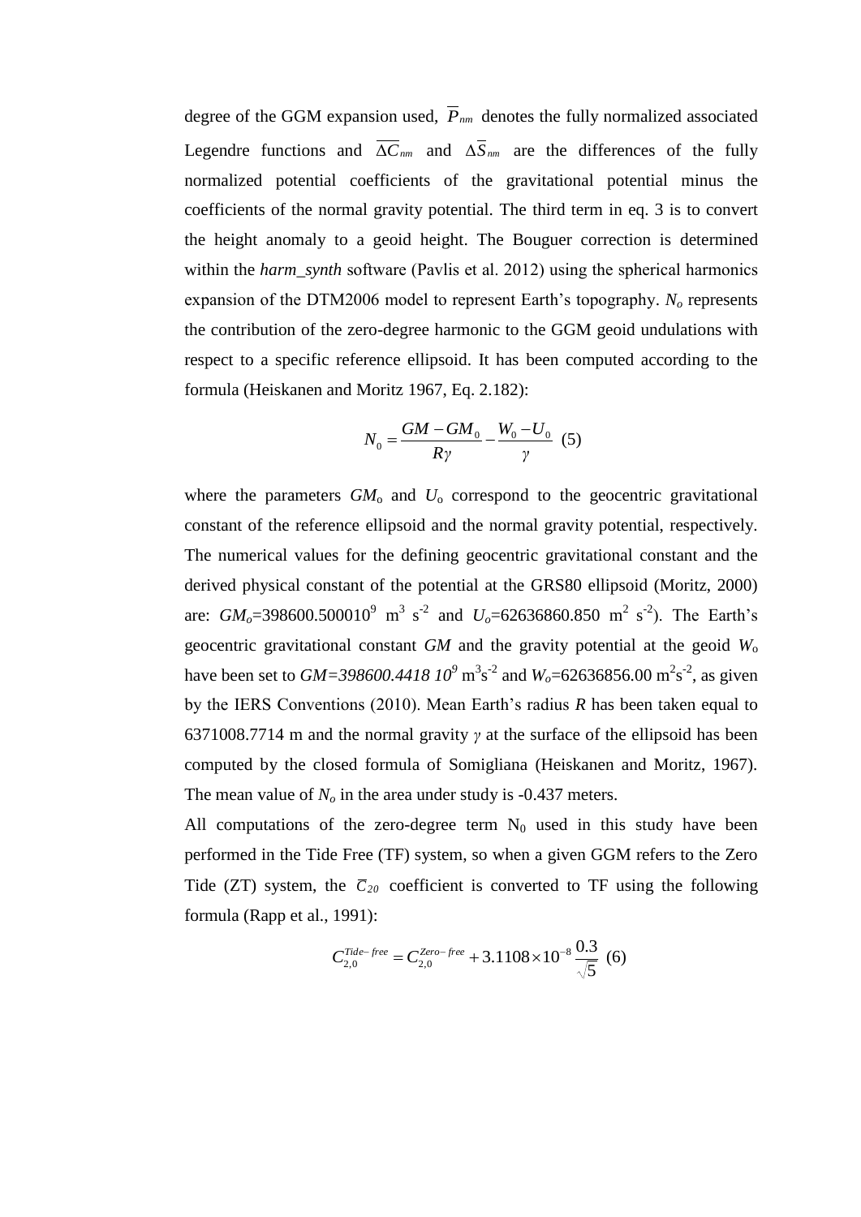degree of the GGM expansion used, $\overline{P}_{nm}$ denotes the fully normalized associated Legendre functions and $\overline{\Delta C}_{nm}$ and $\Delta\overline{S}_{nm}$ are the differences of the fully normalized potential coefficients of the gravitational potential minus the coefficients of the normal gravity potential. The third term in eq. 3 is to convert the height anomaly to a geoid height. The Bouguer correction is determined within the *harm_synth* software (Pavlis et al. 2012) using the spherical harmonics expansion of the DTM2006 model to represent Earth's topography. $N_o$ represents the contribution of the zero-degree harmonic to the GGM geoid undulations with respect to a specific reference ellipsoid. It has been computed according to the formula (Heiskanen and Moritz 1967, Eq. 2.182):

$$N_0 = \frac{GM - GM_0}{R\gamma} - \frac{W_0 - U_0}{\gamma} \quad (5)$$

where the parameters $GM_o$ and $U_o$ correspond to the geocentric gravitational constant of the reference ellipsoid and the normal gravity potential, respectively. The numerical values for the defining geocentric gravitational constant and the derived physical constant of the potential at the GRS80 ellipsoid (Moritz, 2000) are: $GM_o$=398600.500010$^9$ m$^3$ s$^{-2}$ and $U_o$=62636860.850 m$^2$ s$^{-2}$). The Earth's geocentric gravitational constant $GM$ and the gravity potential at the geoid $W_o$ have been set to $GM=398600.4418\ 10^9$ m$^3$s$^{-2}$ and $W_o$=62636856.00 m$^2$s$^{-2}$, as given by the IERS Conventions (2010). Mean Earth's radius $R$ has been taken equal to 6371008.7714 m and the normal gravity $\gamma$ at the surface of the ellipsoid has been computed by the closed formula of Somigliana (Heiskanen and Moritz, 1967). The mean value of $N_o$ in the area under study is -0.437 meters.

All computations of the zero-degree term $N_0$ used in this study have been performed in the Tide Free (TF) system, so when a given GGM refers to the Zero Tide (ZT) system, the $\overline{C}_{20}$ coefficient is converted to TF using the following formula (Rapp et al., 1991):

$$C_{2,0}^{Tide-free} = C_{2,0}^{Zero-free} + 3.1108 \times 10^{-8} \frac{0.3}{\sqrt{5}} \quad (6)$$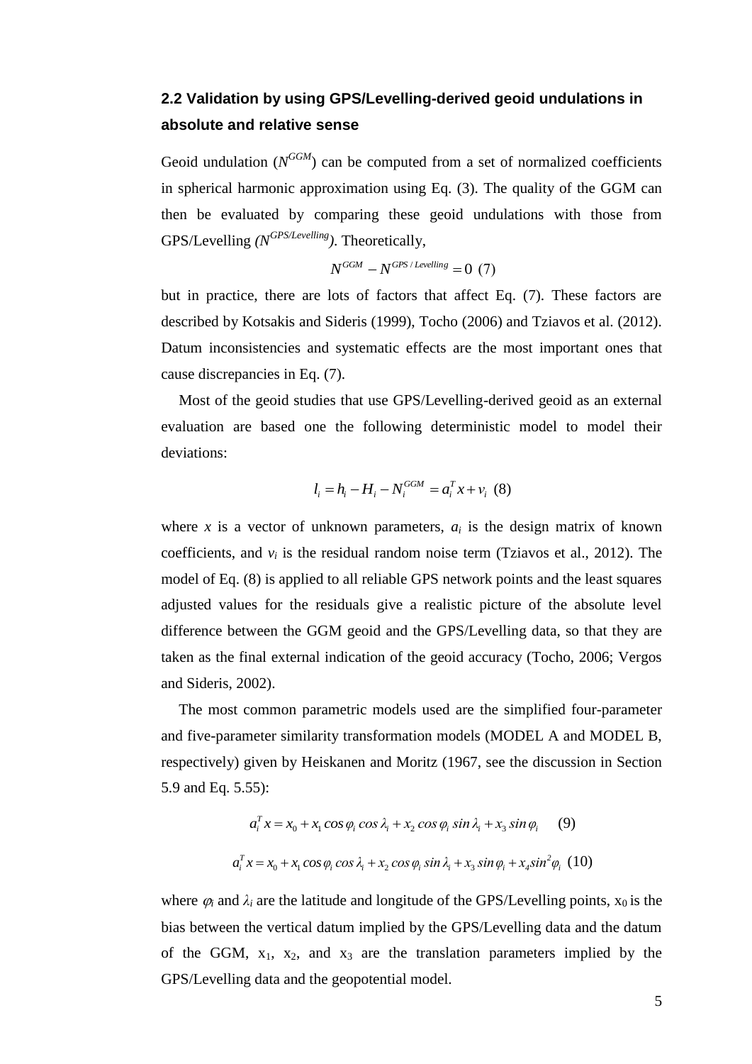## 2.2 Validation by using GPS/Levelling-derived geoid undulations in absolute and relative sense

Geoid undulation ($N^{GGM}$) can be computed from a set of normalized coefficients in spherical harmonic approximation using Eq. (3). The quality of the GGM can then be evaluated by comparing these geoid undulations with those from GPS/Levelling *($N^{GPS/Levelling}$)*. Theoretically,

$$N^{GGM} - N^{GPS/Levelling} = 0 \quad (7)$$

but in practice, there are lots of factors that affect Eq. (7). These factors are described by Kotsakis and Sideris (1999), Tocho (2006) and Tziavos et al. (2012). Datum inconsistencies and systematic effects are the most important ones that cause discrepancies in Eq. (7).

Most of the geoid studies that use GPS/Levelling-derived geoid as an external evaluation are based one the following deterministic model to model their deviations:

$$l_i = h_i - H_i - N_i^{GGM} = a_i^T x + v_i \quad (8)$$

where $x$ is a vector of unknown parameters, $a_i$ is the design matrix of known coefficients, and $v_i$ is the residual random noise term (Tziavos et al., 2012). The model of Eq. (8) is applied to all reliable GPS network points and the least squares adjusted values for the residuals give a realistic picture of the absolute level difference between the GGM geoid and the GPS/Levelling data, so that they are taken as the final external indication of the geoid accuracy (Tocho, 2006; Vergos and Sideris, 2002).

The most common parametric models used are the simplified four-parameter and five-parameter similarity transformation models (MODEL A and MODEL B, respectively) given by Heiskanen and Moritz (1967, see the discussion in Section 5.9 and Eq. 5.55):

$$a_i^T x = x_0 + x_1 \cos\varphi_i \cos\lambda_i + x_2 \cos\varphi_i \sin\lambda_i + x_3 \sin\varphi_i \quad (9)$$

$$a_i^T x = x_0 + x_1 \cos\varphi_i \cos\lambda_i + x_2 \cos\varphi_i \sin\lambda_i + x_3 \sin\varphi_i + x_4 \sin^2\varphi_i \quad (10)$$

where $\varphi_i$ and $\lambda_i$ are the latitude and longitude of the GPS/Levelling points, $x_0$ is the bias between the vertical datum implied by the GPS/Levelling data and the datum of the GGM, $x_1$, $x_2$, and $x_3$ are the translation parameters implied by the GPS/Levelling data and the geopotential model.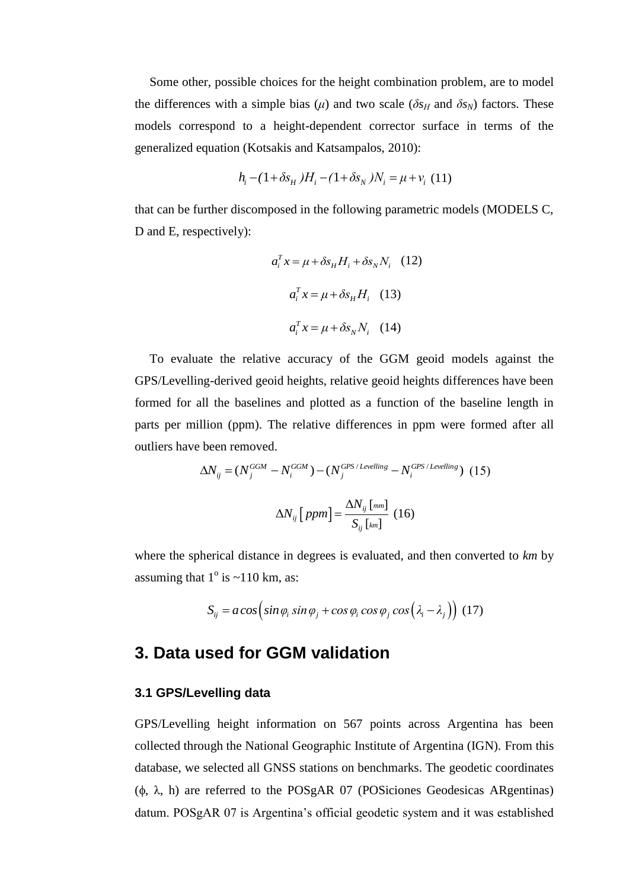Some other, possible choices for the height combination problem, are to model the differences with a simple bias ($\mu$) and two scale ($\delta s_H$ and $\delta s_N$) factors. These models correspond to a height-dependent corrector surface in terms of the generalized equation (Kotsakis and Katsampalos, 2010):

$$h_i - (1+\delta s_H)H_i - (1+\delta s_N)N_i = \mu + v_i \quad (11)$$

that can be further discomposed in the following parametric models (MODELS C, D and E, respectively):

$$a_i^T x = \mu + \delta s_H H_i + \delta s_N N_i \quad (12)$$

$$a_i^T x = \mu + \delta s_H H_i \quad (13)$$

$$a_i^T x = \mu + \delta s_N N_i \quad (14)$$

To evaluate the relative accuracy of the GGM geoid models against the GPS/Levelling-derived geoid heights, relative geoid heights differences have been formed for all the baselines and plotted as a function of the baseline length in parts per million (ppm). The relative differences in ppm were formed after all outliers have been removed.

$$\Delta N_{ij} = (N_j^{GGM} - N_i^{GGM}) - (N_j^{GPS/Levelling} - N_i^{GPS/Levelling}) \quad (15)$$

$$\Delta N_{ij}\left[ppm\right] = \frac{\Delta N_{ij}\left[mm\right]}{S_{ij}\left[km\right]} \quad (16)$$

where the spherical distance in degrees is evaluated, and then converted to *km* by assuming that $1^o$ is ~110 km, as:

$$S_{ij} = a\cos\left(\sin\varphi_i \sin\varphi_j + \cos\varphi_i \cos\varphi_j \cos\left(\lambda_i - \lambda_j\right)\right) \quad (17)$$

## 3. Data used for GGM validation

### 3.1 GPS/Levelling data

GPS/Levelling height information on 567 points across Argentina has been collected through the National Geographic Institute of Argentina (IGN). From this database, we selected all GNSS stations on benchmarks. The geodetic coordinates ($\phi$, $\lambda$, h) are referred to the POSgAR 07 (POSiciones Geodesicas ARgentinas) datum. POSgAR 07 is Argentina's official geodetic system and it was established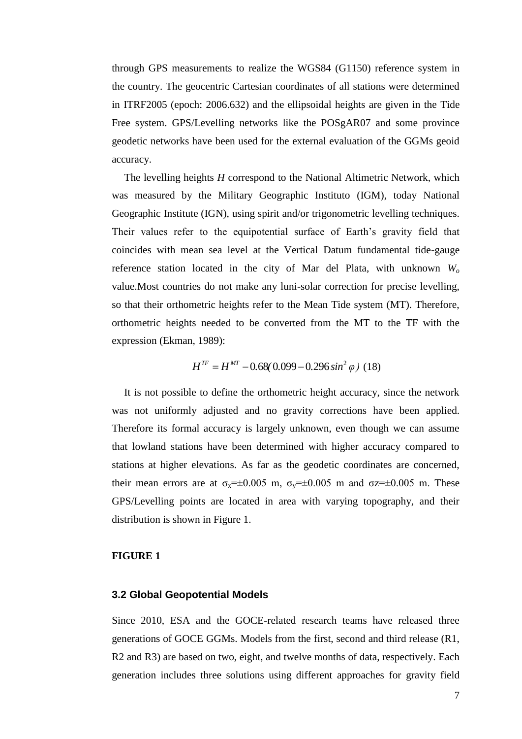through GPS measurements to realize the WGS84 (G1150) reference system in the country. The geocentric Cartesian coordinates of all stations were determined in ITRF2005 (epoch: 2006.632) and the ellipsoidal heights are given in the Tide Free system. GPS/Levelling networks like the POSgAR07 and some province geodetic networks have been used for the external evaluation of the GGMs geoid accuracy.

The levelling heights *H* correspond to the National Altimetric Network, which was measured by the Military Geographic Instituto (IGM), today National Geographic Institute (IGN), using spirit and/or trigonometric levelling techniques. Their values refer to the equipotential surface of Earth's gravity field that coincides with mean sea level at the Vertical Datum fundamental tide-gauge reference station located in the city of Mar del Plata, with unknown $W_o$ value.Most countries do not make any luni-solar correction for precise levelling, so that their orthometric heights refer to the Mean Tide system (MT). Therefore, orthometric heights needed to be converted from the MT to the TF with the expression (Ekman, 1989):

$$H^{TF} = H^{MT} - 0.68(0.099 - 0.296\sin^2\varphi) \quad (18)$$

It is not possible to define the orthometric height accuracy, since the network was not uniformly adjusted and no gravity corrections have been applied. Therefore its formal accuracy is largely unknown, even though we can assume that lowland stations have been determined with higher accuracy compared to stations at higher elevations. As far as the geodetic coordinates are concerned, their mean errors are at $\sigma_x$=±0.005 m, $\sigma_y$=±0.005 m and $\sigma z$=±0.005 m. These GPS/Levelling points are located in area with varying topography, and their distribution is shown in Figure 1.

**FIGURE 1**

### 3.2 Global Geopotential Models

Since 2010, ESA and the GOCE-related research teams have released three generations of GOCE GGMs. Models from the first, second and third release (R1, R2 and R3) are based on two, eight, and twelve months of data, respectively. Each generation includes three solutions using different approaches for gravity field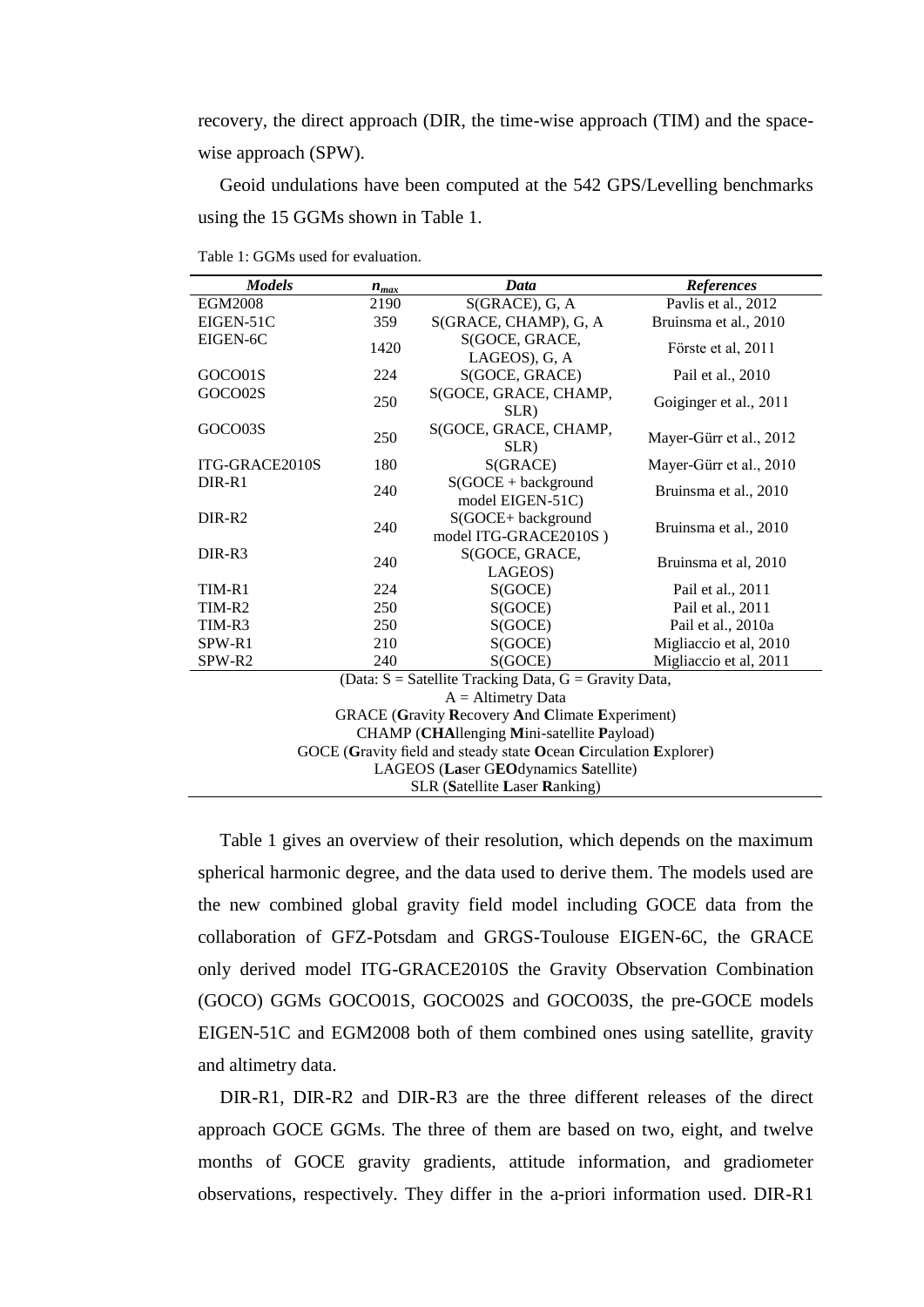recovery, the direct approach (DIR, the time-wise approach (TIM) and the space-wise approach (SPW).

Geoid undulations have been computed at the 542 GPS/Levelling benchmarks using the 15 GGMs shown in Table 1.

Table 1: GGMs used for evaluation.

| *Models* | $n_{max}$ | *Data* | *References* |
|---|---|---|---|
| EGM2008 | 2190 | S(GRACE), G, A | Pavlis et al., 2012 |
| EIGEN-51C | 359 | S(GRACE, CHAMP), G, A | Bruinsma et al., 2010 |
| EIGEN-6C | 1420 | S(GOCE, GRACE, LAGEOS), G, A | Förste et al, 2011 |
| GOCO01S | 224 | S(GOCE, GRACE) | Pail et al., 2010 |
| GOCO02S | 250 | S(GOCE, GRACE, CHAMP, SLR) | Goiginger et al., 2011 |
| GOCO03S | 250 | S(GOCE, GRACE, CHAMP, SLR) | Mayer-Gürr et al., 2012 |
| ITG-GRACE2010S | 180 | S(GRACE) | Mayer-Gürr et al., 2010 |
| DIR-R1 | 240 | S(GOCE + background model EIGEN-51C) | Bruinsma et al., 2010 |
| DIR-R2 | 240 | S(GOCE+ background model ITG-GRACE2010S ) | Bruinsma et al., 2010 |
| DIR-R3 | 240 | S(GOCE, GRACE, LAGEOS) | Bruinsma et al, 2010 |
| TIM-R1 | 224 | S(GOCE) | Pail et al., 2011 |
| TIM-R2 | 250 | S(GOCE) | Pail et al., 2011 |
| TIM-R3 | 250 | S(GOCE) | Pail et al., 2010a |
| SPW-R1 | 210 | S(GOCE) | Migliaccio et al, 2010 |
| SPW-R2 | 240 | S(GOCE) | Migliaccio et al, 2011 |

(Data: S = Satellite Tracking Data, G = Gravity Data,
A = Altimetry Data
GRACE (**G**ravity **R**ecovery **A**nd **C**limate **E**xperiment)
CHAMP (**CHA**llenging **M**ini-satellite **P**ayload)
GOCE (**G**ravity field and steady state **O**cean **C**irculation **E**xplorer)
LAGEOS (**La**ser G**EO**dynamics **S**atellite)
SLR (**S**atellite **L**aser **R**anking)

Table 1 gives an overview of their resolution, which depends on the maximum spherical harmonic degree, and the data used to derive them. The models used are the new combined global gravity field model including GOCE data from the collaboration of GFZ-Potsdam and GRGS-Toulouse EIGEN-6C, the GRACE only derived model ITG-GRACE2010S the Gravity Observation Combination (GOCO) GGMs GOCO01S, GOCO02S and GOCO03S, the pre-GOCE models EIGEN-51C and EGM2008 both of them combined ones using satellite, gravity and altimetry data.

DIR-R1, DIR-R2 and DIR-R3 are the three different releases of the direct approach GOCE GGMs. The three of them are based on two, eight, and twelve months of GOCE gravity gradients, attitude information, and gradiometer observations, respectively. They differ in the a-priori information used. DIR-R1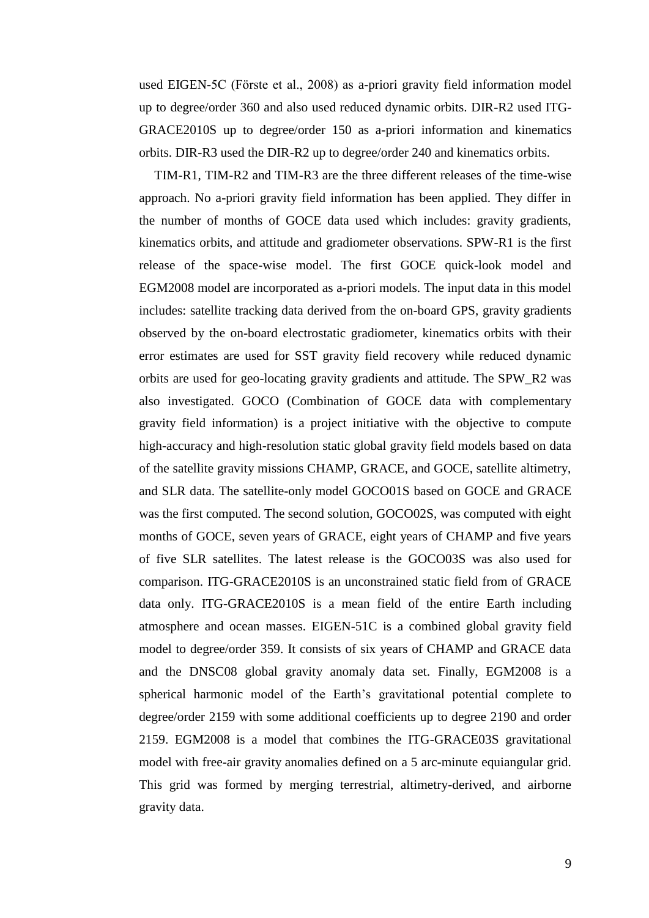used EIGEN-5C (Förste et al., 2008) as a-priori gravity field information model up to degree/order 360 and also used reduced dynamic orbits. DIR-R2 used ITG-GRACE2010S up to degree/order 150 as a-priori information and kinematics orbits. DIR-R3 used the DIR-R2 up to degree/order 240 and kinematics orbits.

TIM-R1, TIM-R2 and TIM-R3 are the three different releases of the time-wise approach. No a-priori gravity field information has been applied. They differ in the number of months of GOCE data used which includes: gravity gradients, kinematics orbits, and attitude and gradiometer observations. SPW-R1 is the first release of the space-wise model. The first GOCE quick-look model and EGM2008 model are incorporated as a-priori models. The input data in this model includes: satellite tracking data derived from the on-board GPS, gravity gradients observed by the on-board electrostatic gradiometer, kinematics orbits with their error estimates are used for SST gravity field recovery while reduced dynamic orbits are used for geo-locating gravity gradients and attitude. The SPW_R2 was also investigated. GOCO (Combination of GOCE data with complementary gravity field information) is a project initiative with the objective to compute high-accuracy and high-resolution static global gravity field models based on data of the satellite gravity missions CHAMP, GRACE, and GOCE, satellite altimetry, and SLR data. The satellite-only model GOCO01S based on GOCE and GRACE was the first computed. The second solution, GOCO02S, was computed with eight months of GOCE, seven years of GRACE, eight years of CHAMP and five years of five SLR satellites. The latest release is the GOCO03S was also used for comparison. ITG-GRACE2010S is an unconstrained static field from of GRACE data only. ITG-GRACE2010S is a mean field of the entire Earth including atmosphere and ocean masses. EIGEN-51C is a combined global gravity field model to degree/order 359. It consists of six years of CHAMP and GRACE data and the DNSC08 global gravity anomaly data set. Finally, EGM2008 is a spherical harmonic model of the Earth's gravitational potential complete to degree/order 2159 with some additional coefficients up to degree 2190 and order 2159. EGM2008 is a model that combines the ITG-GRACE03S gravitational model with free-air gravity anomalies defined on a 5 arc-minute equiangular grid. This grid was formed by merging terrestrial, altimetry-derived, and airborne gravity data.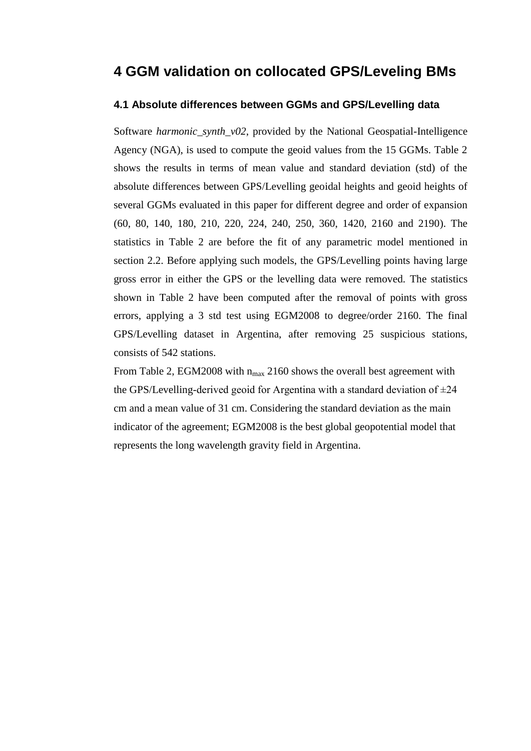# 4 GGM validation on collocated GPS/Leveling BMs

## 4.1 Absolute differences between GGMs and GPS/Levelling data

Software *harmonic_synth_v02*, provided by the National Geospatial-Intelligence Agency (NGA), is used to compute the geoid values from the 15 GGMs. Table 2 shows the results in terms of mean value and standard deviation (std) of the absolute differences between GPS/Levelling geoidal heights and geoid heights of several GGMs evaluated in this paper for different degree and order of expansion (60, 80, 140, 180, 210, 220, 224, 240, 250, 360, 1420, 2160 and 2190). The statistics in Table 2 are before the fit of any parametric model mentioned in section 2.2. Before applying such models, the GPS/Levelling points having large gross error in either the GPS or the levelling data were removed. The statistics shown in Table 2 have been computed after the removal of points with gross errors, applying a 3 std test using EGM2008 to degree/order 2160. The final GPS/Levelling dataset in Argentina, after removing 25 suspicious stations, consists of 542 stations.

From Table 2, EGM2008 with $n_{max}$ 2160 shows the overall best agreement with the GPS/Levelling-derived geoid for Argentina with a standard deviation of ±24 cm and a mean value of 31 cm. Considering the standard deviation as the main indicator of the agreement; EGM2008 is the best global geopotential model that represents the long wavelength gravity field in Argentina.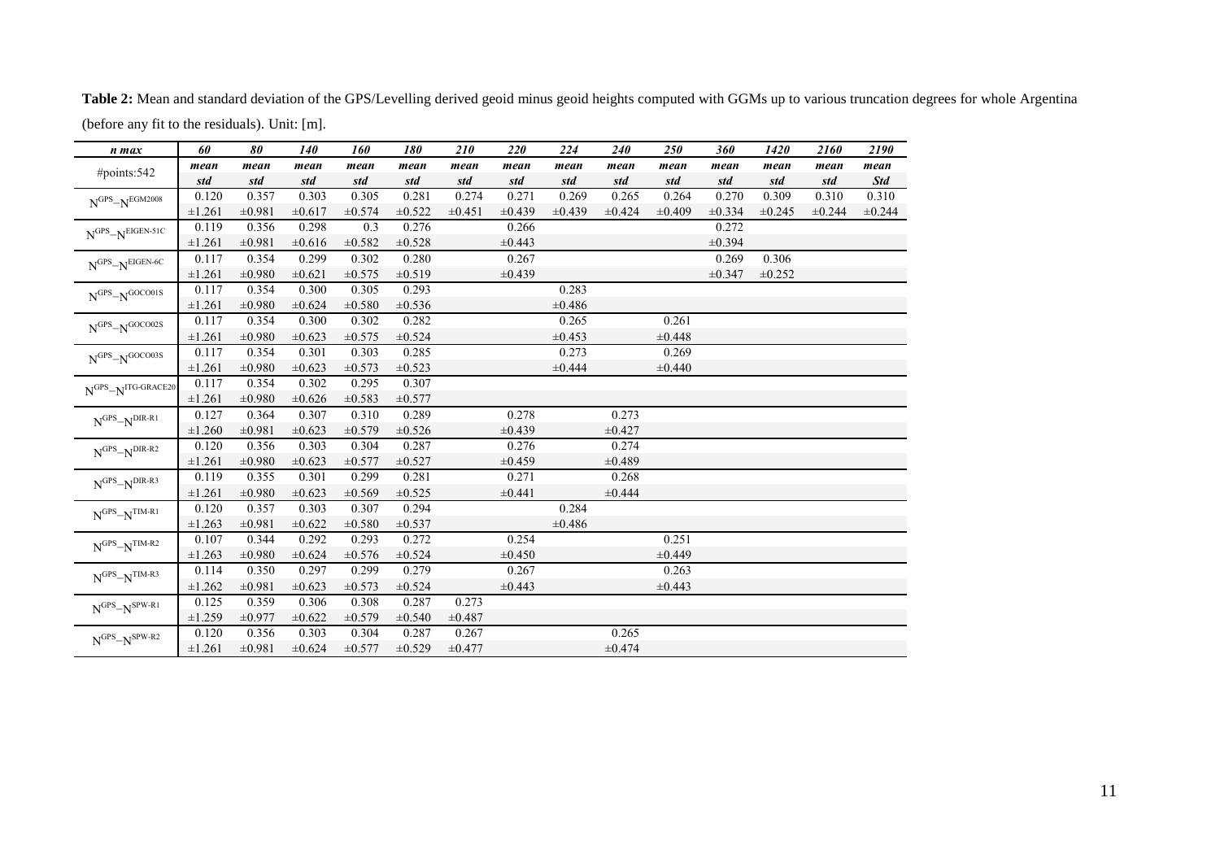**Table 2:** Mean and standard deviation of the GPS/Levelling derived geoid minus geoid heights computed with GGMs up to various truncation degrees for whole Argentina (before any fit to the residuals). Unit: [m].

| *n max* | *60* | *80* | *140* | *160* | *180* | *210* | *220* | *224* | *240* | *250* | *360* | *1420* | *2160* | *2190* |
|---|---|---|---|---|---|---|---|---|---|---|---|---|---|---|
| #points:542 | *mean* / *std* | *mean* / *std* | *mean* / *std* | *mean* / *std* | *mean* / *std* | *mean* / *std* | *mean* / *std* | *mean* / *std* | *mean* / *std* | *mean* / *std* | *mean* / *std* | *mean* / *std* | *mean* / *std* | *mean* / *Std* |
| $N^{GPS}-N^{EGM2008}$ | 0.120 | 0.357 | 0.303 | 0.305 | 0.281 | 0.274 | 0.271 | 0.269 | 0.265 | 0.264 | 0.270 | 0.309 | 0.310 | 0.310 |
| | ±1.261 | ±0.981 | ±0.617 | ±0.574 | ±0.522 | ±0.451 | ±0.439 | ±0.439 | ±0.424 | ±0.409 | ±0.334 | ±0.245 | ±0.244 | ±0.244 |
| $N^{GPS}-N^{EIGEN\text{-}51C}$ | 0.119 | 0.356 | 0.298 | 0.3 | 0.276 | | 0.266 | | | | 0.272 | | | |
| | ±1.261 | ±0.981 | ±0.616 | ±0.582 | ±0.528 | | ±0.443 | | | | ±0.394 | | | |
| $N^{GPS}-N^{EIGEN\text{-}6C}$ | 0.117 | 0.354 | 0.299 | 0.302 | 0.280 | | 0.267 | | | | 0.269 | 0.306 | | |
| | ±1.261 | ±0.980 | ±0.621 | ±0.575 | ±0.519 | | ±0.439 | | | | ±0.347 | ±0.252 | | |
| $N^{GPS}-N^{GOCO01S}$ | 0.117 | 0.354 | 0.300 | 0.305 | 0.293 | | | 0.283 | | | | | | |
| | ±1.261 | ±0.980 | ±0.624 | ±0.580 | ±0.536 | | | ±0.486 | | | | | | |
| $N^{GPS}-N^{GOCO02S}$ | 0.117 | 0.354 | 0.300 | 0.302 | 0.282 | | | 0.265 | | 0.261 | | | | |
| | ±1.261 | ±0.980 | ±0.623 | ±0.575 | ±0.524 | | | ±0.453 | | ±0.448 | | | | |
| $N^{GPS}-N^{GOCO03S}$ | 0.117 | 0.354 | 0.301 | 0.303 | 0.285 | | | 0.273 | | 0.269 | | | | |
| | ±1.261 | ±0.980 | ±0.623 | ±0.573 | ±0.523 | | | ±0.444 | | ±0.440 | | | | |
| $N^{GPS}-N^{ITG\text{-}GRACE20}$ | 0.117 | 0.354 | 0.302 | 0.295 | 0.307 | | | | | | | | | |
| | ±1.261 | ±0.980 | ±0.626 | ±0.583 | ±0.577 | | | | | | | | | |
| $N^{GPS}-N^{DIR\text{-}R1}$ | 0.127 | 0.364 | 0.307 | 0.310 | 0.289 | | 0.278 | | 0.273 | | | | | |
| | ±1.260 | ±0.981 | ±0.623 | ±0.579 | ±0.526 | | ±0.439 | | ±0.427 | | | | | |
| $N^{GPS}-N^{DIR\text{-}R2}$ | 0.120 | 0.356 | 0.303 | 0.304 | 0.287 | | 0.276 | | 0.274 | | | | | |
| | ±1.261 | ±0.980 | ±0.623 | ±0.577 | ±0.527 | | ±0.459 | | ±0.489 | | | | | |
| $N^{GPS}-N^{DIR\text{-}R3}$ | 0.119 | 0.355 | 0.301 | 0.299 | 0.281 | | 0.271 | | 0.268 | | | | | |
| | ±1.261 | ±0.980 | ±0.623 | ±0.569 | ±0.525 | | ±0.441 | | ±0.444 | | | | | |
| $N^{GPS}-N^{TIM\text{-}R1}$ | 0.120 | 0.357 | 0.303 | 0.307 | 0.294 | | | 0.284 | | | | | | |
| | ±1.263 | ±0.981 | ±0.622 | ±0.580 | ±0.537 | | | ±0.486 | | | | | | |
| $N^{GPS}-N^{TIM\text{-}R2}$ | 0.107 | 0.344 | 0.292 | 0.293 | 0.272 | | 0.254 | | | 0.251 | | | | |
| | ±1.263 | ±0.980 | ±0.624 | ±0.576 | ±0.524 | | ±0.450 | | | ±0.449 | | | | |
| $N^{GPS}-N^{TIM\text{-}R3}$ | 0.114 | 0.350 | 0.297 | 0.299 | 0.279 | | 0.267 | | | 0.263 | | | | |
| | ±1.262 | ±0.981 | ±0.623 | ±0.573 | ±0.524 | | ±0.443 | | | ±0.443 | | | | |
| $N^{GPS}-N^{SPW\text{-}R1}$ | 0.125 | 0.359 | 0.306 | 0.308 | 0.287 | 0.273 | | | | | | | | |
| | ±1.259 | ±0.977 | ±0.622 | ±0.579 | ±0.540 | ±0.487 | | | | | | | | |
| $N^{GPS}-N^{SPW\text{-}R2}$ | 0.120 | 0.356 | 0.303 | 0.304 | 0.287 | 0.267 | | | 0.265 | | | | | |
| | ±1.261 | ±0.981 | ±0.624 | ±0.577 | ±0.529 | ±0.477 | | | ±0.474 | | | | | |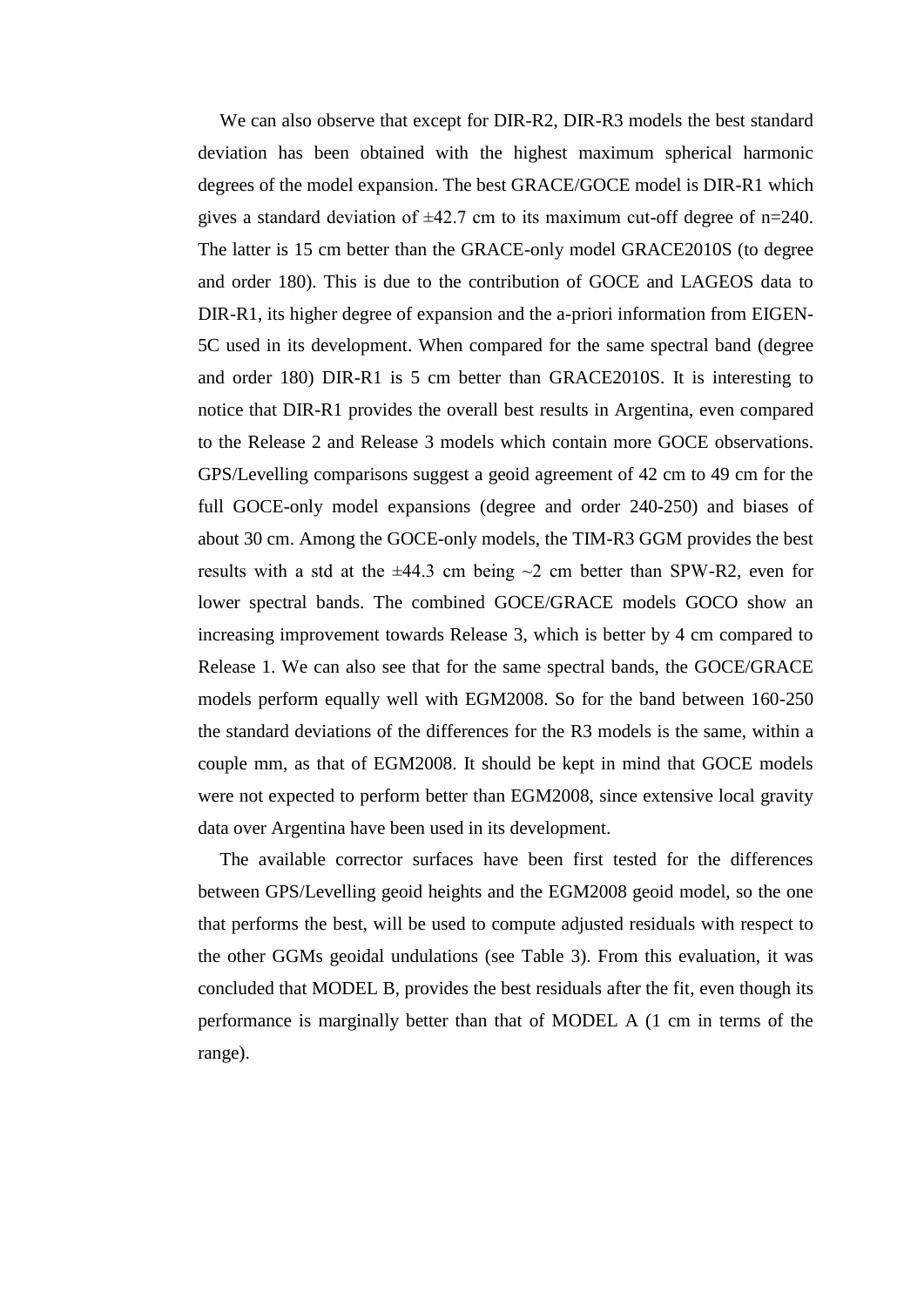We can also observe that except for DIR-R2, DIR-R3 models the best standard deviation has been obtained with the highest maximum spherical harmonic degrees of the model expansion. The best GRACE/GOCE model is DIR-R1 which gives a standard deviation of ±42.7 cm to its maximum cut-off degree of n=240. The latter is 15 cm better than the GRACE-only model GRACE2010S (to degree and order 180). This is due to the contribution of GOCE and LAGEOS data to DIR-R1, its higher degree of expansion and the a-priori information from EIGEN-5C used in its development. When compared for the same spectral band (degree and order 180) DIR-R1 is 5 cm better than GRACE2010S. It is interesting to notice that DIR-R1 provides the overall best results in Argentina, even compared to the Release 2 and Release 3 models which contain more GOCE observations. GPS/Levelling comparisons suggest a geoid agreement of 42 cm to 49 cm for the full GOCE-only model expansions (degree and order 240-250) and biases of about 30 cm. Among the GOCE-only models, the TIM-R3 GGM provides the best results with a std at the ±44.3 cm being ~2 cm better than SPW-R2, even for lower spectral bands. The combined GOCE/GRACE models GOCO show an increasing improvement towards Release 3, which is better by 4 cm compared to Release 1. We can also see that for the same spectral bands, the GOCE/GRACE models perform equally well with EGM2008. So for the band between 160-250 the standard deviations of the differences for the R3 models is the same, within a couple mm, as that of EGM2008. It should be kept in mind that GOCE models were not expected to perform better than EGM2008, since extensive local gravity data over Argentina have been used in its development.

The available corrector surfaces have been first tested for the differences between GPS/Levelling geoid heights and the EGM2008 geoid model, so the one that performs the best, will be used to compute adjusted residuals with respect to the other GGMs geoidal undulations (see Table 3). From this evaluation, it was concluded that MODEL B, provides the best residuals after the fit, even though its performance is marginally better than that of MODEL A (1 cm in terms of the range).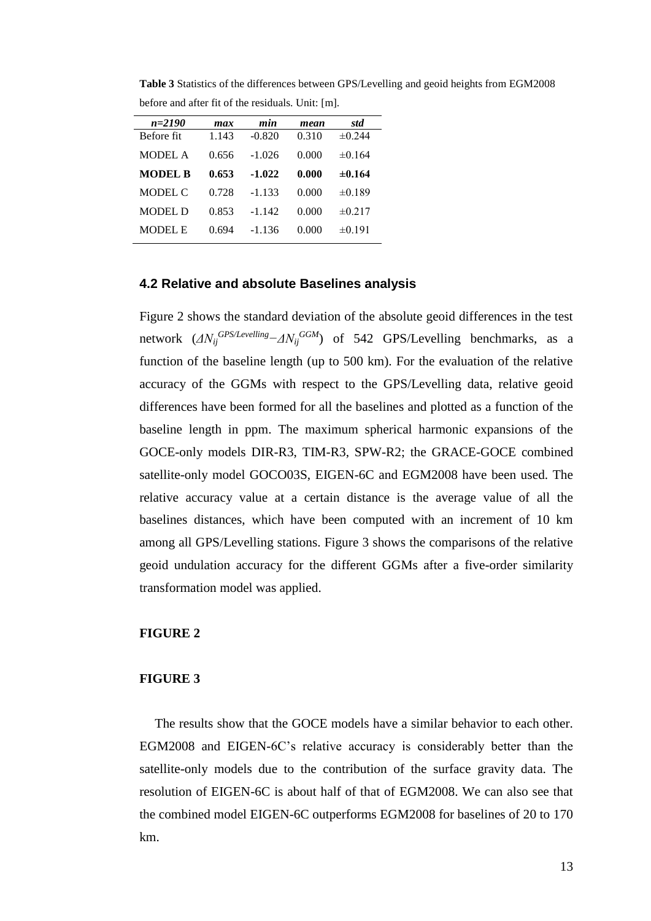**Table 3** Statistics of the differences between GPS/Levelling and geoid heights from EGM2008 before and after fit of the residuals. Unit: [m].

| *n=2190* | *max* | *min* | *mean* | *std* |
|---|---|---|---|---|
| Before fit | 1.143 | -0.820 | 0.310 | ±0.244 |
| MODEL A | 0.656 | -1.026 | 0.000 | ±0.164 |
| **MODEL B** | **0.653** | **-1.022** | **0.000** | **±0.164** |
| MODEL C | 0.728 | -1.133 | 0.000 | ±0.189 |
| MODEL D | 0.853 | -1.142 | 0.000 | ±0.217 |
| MODEL E | 0.694 | -1.136 | 0.000 | ±0.191 |

### 4.2 Relative and absolute Baselines analysis

Figure 2 shows the standard deviation of the absolute geoid differences in the test network ($\Delta N_{ij}^{GPS/Levelling} - \Delta N_{ij}^{GGM}$) of 542 GPS/Levelling benchmarks, as a function of the baseline length (up to 500 km). For the evaluation of the relative accuracy of the GGMs with respect to the GPS/Levelling data, relative geoid differences have been formed for all the baselines and plotted as a function of the baseline length in ppm. The maximum spherical harmonic expansions of the GOCE-only models DIR-R3, TIM-R3, SPW-R2; the GRACE-GOCE combined satellite-only model GOCO03S, EIGEN-6C and EGM2008 have been used. The relative accuracy value at a certain distance is the average value of all the baselines distances, which have been computed with an increment of 10 km among all GPS/Levelling stations. Figure 3 shows the comparisons of the relative geoid undulation accuracy for the different GGMs after a five-order similarity transformation model was applied.

**FIGURE 2**

**FIGURE 3**

The results show that the GOCE models have a similar behavior to each other. EGM2008 and EIGEN-6C's relative accuracy is considerably better than the satellite-only models due to the contribution of the surface gravity data. The resolution of EIGEN-6C is about half of that of EGM2008. We can also see that the combined model EIGEN-6C outperforms EGM2008 for baselines of 20 to 170 km.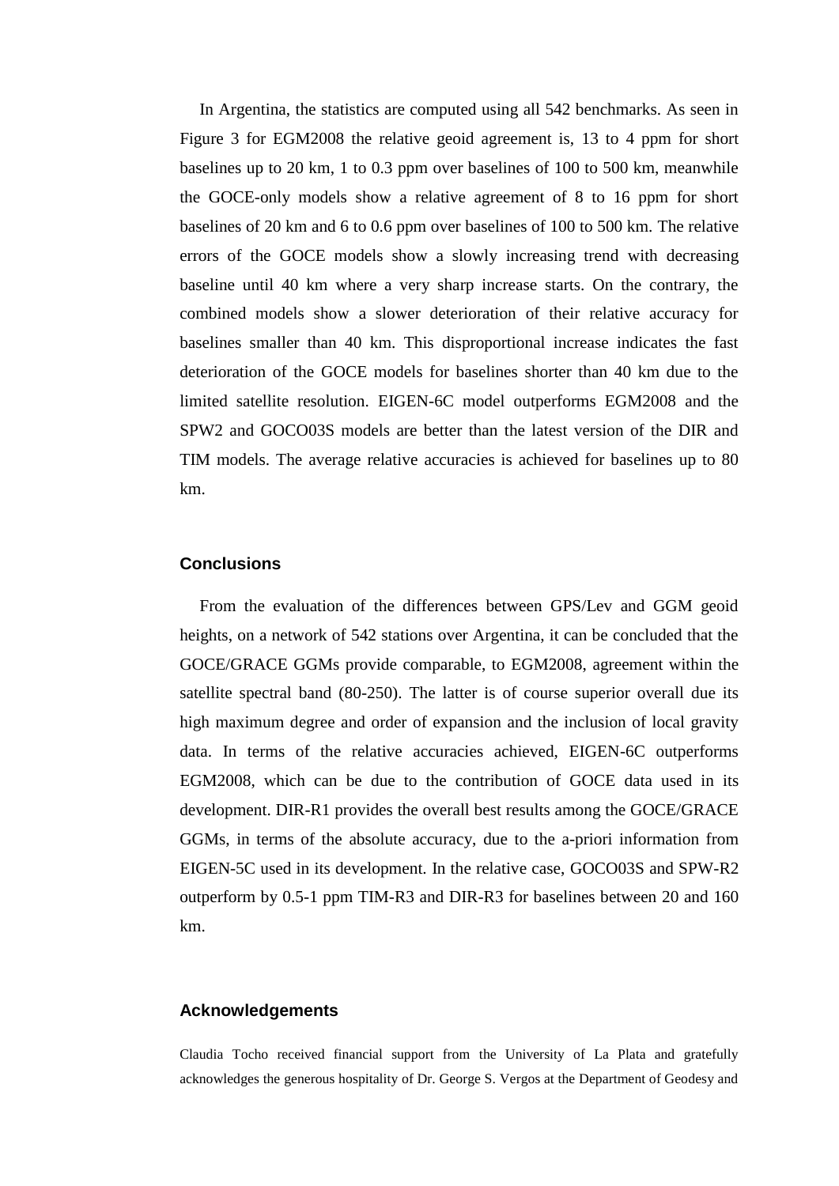In Argentina, the statistics are computed using all 542 benchmarks. As seen in Figure 3 for EGM2008 the relative geoid agreement is, 13 to 4 ppm for short baselines up to 20 km, 1 to 0.3 ppm over baselines of 100 to 500 km, meanwhile the GOCE-only models show a relative agreement of 8 to 16 ppm for short baselines of 20 km and 6 to 0.6 ppm over baselines of 100 to 500 km. The relative errors of the GOCE models show a slowly increasing trend with decreasing baseline until 40 km where a very sharp increase starts. On the contrary, the combined models show a slower deterioration of their relative accuracy for baselines smaller than 40 km. This disproportional increase indicates the fast deterioration of the GOCE models for baselines shorter than 40 km due to the limited satellite resolution. EIGEN-6C model outperforms EGM2008 and the SPW2 and GOCO03S models are better than the latest version of the DIR and TIM models. The average relative accuracies is achieved for baselines up to 80 km.

## Conclusions

From the evaluation of the differences between GPS/Lev and GGM geoid heights, on a network of 542 stations over Argentina, it can be concluded that the GOCE/GRACE GGMs provide comparable, to EGM2008, agreement within the satellite spectral band (80-250). The latter is of course superior overall due its high maximum degree and order of expansion and the inclusion of local gravity data. In terms of the relative accuracies achieved, EIGEN-6C outperforms EGM2008, which can be due to the contribution of GOCE data used in its development. DIR-R1 provides the overall best results among the GOCE/GRACE GGMs, in terms of the absolute accuracy, due to the a-priori information from EIGEN-5C used in its development. In the relative case, GOCO03S and SPW-R2 outperform by 0.5-1 ppm TIM-R3 and DIR-R3 for baselines between 20 and 160 km.

## Acknowledgements

Claudia Tocho received financial support from the University of La Plata and gratefully acknowledges the generous hospitality of Dr. George S. Vergos at the Department of Geodesy and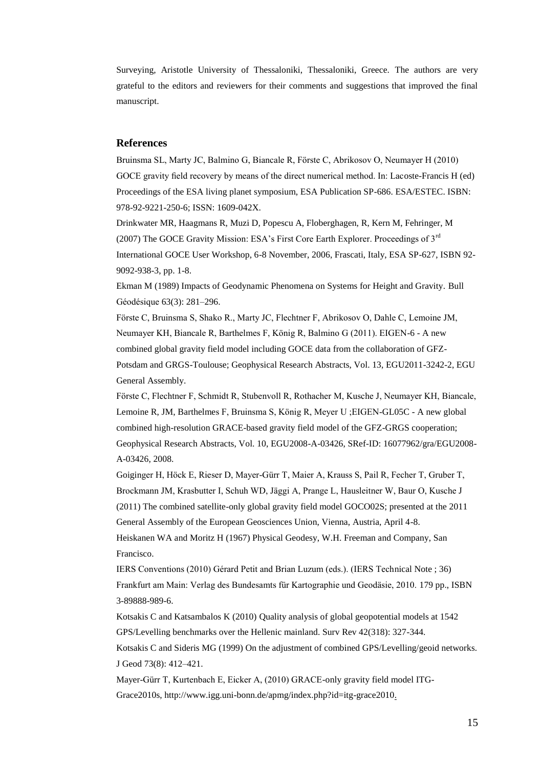Surveying, Aristotle University of Thessaloniki, Thessaloniki, Greece. The authors are very grateful to the editors and reviewers for their comments and suggestions that improved the final manuscript.

## References

Bruinsma SL, Marty JC, Balmino G, Biancale R, Förste C, Abrikosov O, Neumayer H (2010) GOCE gravity field recovery by means of the direct numerical method. In: Lacoste-Francis H (ed) Proceedings of the ESA living planet symposium, ESA Publication SP-686. ESA/ESTEC. ISBN: 978-92-9221-250-6; ISSN: 1609-042X.

Drinkwater MR, Haagmans R, Muzi D, Popescu A, Floberghagen, R, Kern M, Fehringer, M (2007) The GOCE Gravity Mission: ESA's First Core Earth Explorer. Proceedings of 3rd International GOCE User Workshop, 6-8 November, 2006, Frascati, Italy, ESA SP-627, ISBN 92-9092-938-3, pp. 1-8.

Ekman M (1989) Impacts of Geodynamic Phenomena on Systems for Height and Gravity. Bull Géodésique 63(3): 281–296.

Förste C, Bruinsma S, Shako R., Marty JC, Flechtner F, Abrikosov O, Dahle C, Lemoine JM, Neumayer KH, Biancale R, Barthelmes F, König R, Balmino G (2011). EIGEN-6 - A new combined global gravity field model including GOCE data from the collaboration of GFZ-Potsdam and GRGS-Toulouse; Geophysical Research Abstracts, Vol. 13, EGU2011-3242-2, EGU General Assembly.

Förste C, Flechtner F, Schmidt R, Stubenvoll R, Rothacher M, Kusche J, Neumayer KH, Biancale, Lemoine R, JM, Barthelmes F, Bruinsma S, König R, Meyer U ;EIGEN-GL05C - A new global combined high-resolution GRACE-based gravity field model of the GFZ-GRGS cooperation; Geophysical Research Abstracts, Vol. 10, EGU2008-A-03426, SRef-ID: 16077962/gra/EGU2008-A-03426, 2008.

Goiginger H, Höck E, Rieser D, Mayer-Gürr T, Maier A, Krauss S, Pail R, Fecher T, Gruber T, Brockmann JM, Krasbutter I, Schuh WD, Jäggi A, Prange L, Hausleitner W, Baur O, Kusche J (2011) The combined satellite-only global gravity field model GOCO02S; presented at the 2011 General Assembly of the European Geosciences Union, Vienna, Austria, April 4-8.

Heiskanen WA and Moritz H (1967) Physical Geodesy, W.H. Freeman and Company, San Francisco.

IERS Conventions (2010) Gérard Petit and Brian Luzum (eds.). (IERS Technical Note ; 36) Frankfurt am Main: Verlag des Bundesamts für Kartographie und Geodäsie, 2010. 179 pp., ISBN 3-89888-989-6.

Kotsakis C and Katsambalos K (2010) Quality analysis of global geopotential models at 1542 GPS/Levelling benchmarks over the Hellenic mainland. Surv Rev 42(318): 327-344.

Kotsakis C and Sideris MG (1999) On the adjustment of combined GPS/Levelling/geoid networks. J Geod 73(8): 412–421.

Mayer-Gürr T, Kurtenbach E, Eicker A, (2010) GRACE-only gravity field model ITG-Grace2010s, http://www.igg.uni-bonn.de/apmg/index.php?id=itg-grace2010.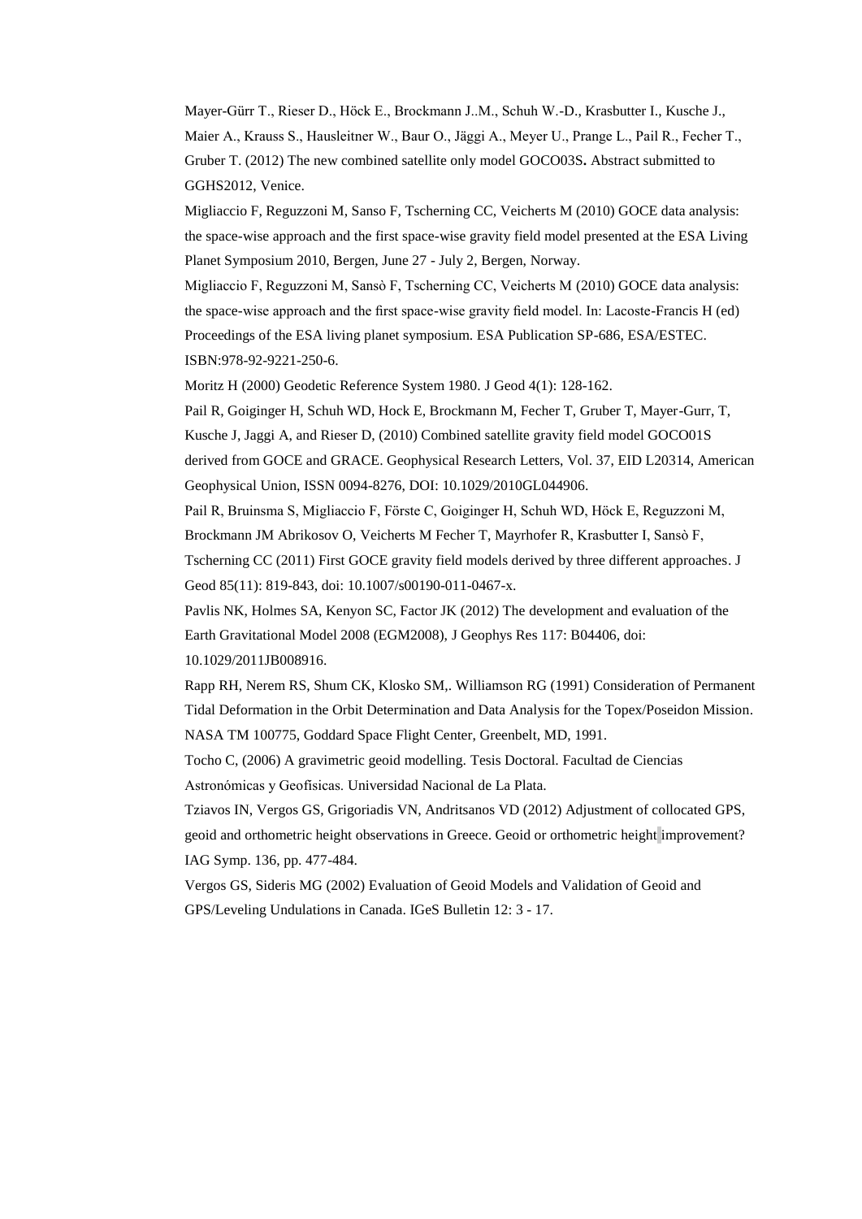Mayer-Gürr T., Rieser D., Höck E., Brockmann J..M., Schuh W.-D., Krasbutter I., Kusche J., Maier A., Krauss S., Hausleitner W., Baur O., Jäggi A., Meyer U., Prange L., Pail R., Fecher T., Gruber T. (2012) The new combined satellite only model GOCO03S**.** Abstract submitted to GGHS2012, Venice.

Migliaccio F, Reguzzoni M, Sanso F, Tscherning CC, Veicherts M (2010) GOCE data analysis: the space-wise approach and the first space-wise gravity field model presented at the ESA Living Planet Symposium 2010, Bergen, June 27 - July 2, Bergen, Norway.

Migliaccio F, Reguzzoni M, Sansò F, Tscherning CC, Veicherts M (2010) GOCE data analysis: the space-wise approach and the first space-wise gravity field model. In: Lacoste-Francis H (ed) Proceedings of the ESA living planet symposium. ESA Publication SP-686, ESA/ESTEC. ISBN:978-92-9221-250-6.

Moritz H (2000) Geodetic Reference System 1980. J Geod 4(1): 128-162.

Pail R, Goiginger H, Schuh WD, Hock E, Brockmann M, Fecher T, Gruber T, Mayer-Gurr, T, Kusche J, Jaggi A, and Rieser D, (2010) Combined satellite gravity field model GOCO01S derived from GOCE and GRACE. Geophysical Research Letters, Vol. 37, EID L20314, American Geophysical Union, ISSN 0094-8276, DOI: 10.1029/2010GL044906.

Pail R, Bruinsma S, Migliaccio F, Förste C, Goiginger H, Schuh WD, Höck E, Reguzzoni M, Brockmann JM Abrikosov O, Veicherts M Fecher T, Mayrhofer R, Krasbutter I, Sansò F, Tscherning CC (2011) First GOCE gravity field models derived by three different approaches. J Geod 85(11): 819-843, doi: 10.1007/s00190-011-0467-x.

Pavlis NK, Holmes SA, Kenyon SC, Factor JK (2012) The development and evaluation of the Earth Gravitational Model 2008 (EGM2008), J Geophys Res 117: B04406, doi: 10.1029/2011JB008916.

Rapp RH, Nerem RS, Shum CK, Klosko SM,. Williamson RG (1991) Consideration of Permanent Tidal Deformation in the Orbit Determination and Data Analysis for the Topex/Poseidon Mission. NASA TM 100775, Goddard Space Flight Center, Greenbelt, MD, 1991.

Tocho C, (2006) A gravimetric geoid modelling. Tesis Doctoral. Facultad de Ciencias Astronómicas y Geofísicas. Universidad Nacional de La Plata.

Tziavos IN, Vergos GS, Grigoriadis VN, Andritsanos VD (2012) Adjustment of collocated GPS, geoid and orthometric height observations in Greece. Geoid or orthometric height improvement? IAG Symp. 136, pp. 477-484.

Vergos GS, Sideris MG (2002) Evaluation of Geoid Models and Validation of Geoid and GPS/Leveling Undulations in Canada. IGeS Bulletin 12: 3 - 17.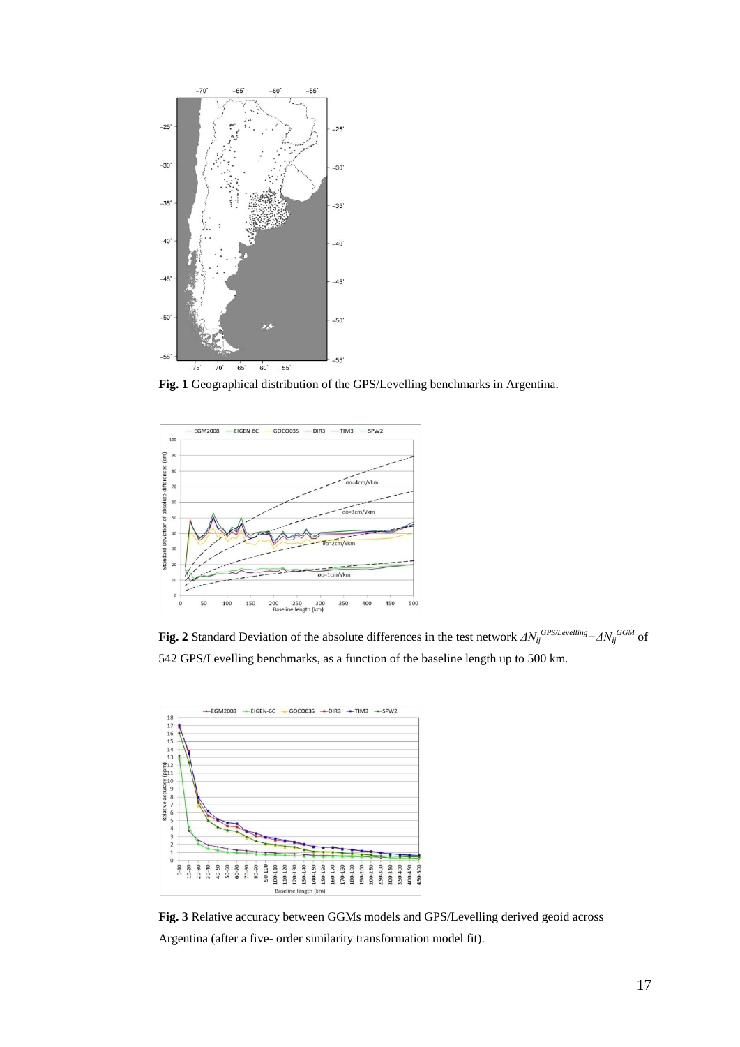−70° −65° −60° −55°

−25° −30° −35° −40° −45° −50° −55°

−75° −70° −65° −60° −55°

**Fig. 1** Geographical distribution of the GPS/Levelling benchmarks in Argentina.

EGM2008 EIGEN-6C GOCO03S DIR3 TIM3 SPW2

Standard Deviation of absolute differences (cm)

σo=4cm/√km

σo=3cm/√km

σo=2cm/√km

σo=1cm/√km

Baseline length (km)

**Fig. 2** Standard Deviation of the absolute differences in the test network $\Delta N_{ij}^{GPS/Levelling} - \Delta N_{ij}^{GGM}$ of 542 GPS/Levelling benchmarks, as a function of the baseline length up to 500 km.

EGM2008 EIGEN-6C GOCO03S DIR3 TIM3 SPW2

Relative accuracy (ppm)

Baseline length (km)

**Fig. 3** Relative accuracy between GGMs models and GPS/Levelling derived geoid across Argentina (after a five- order similarity transformation model fit).